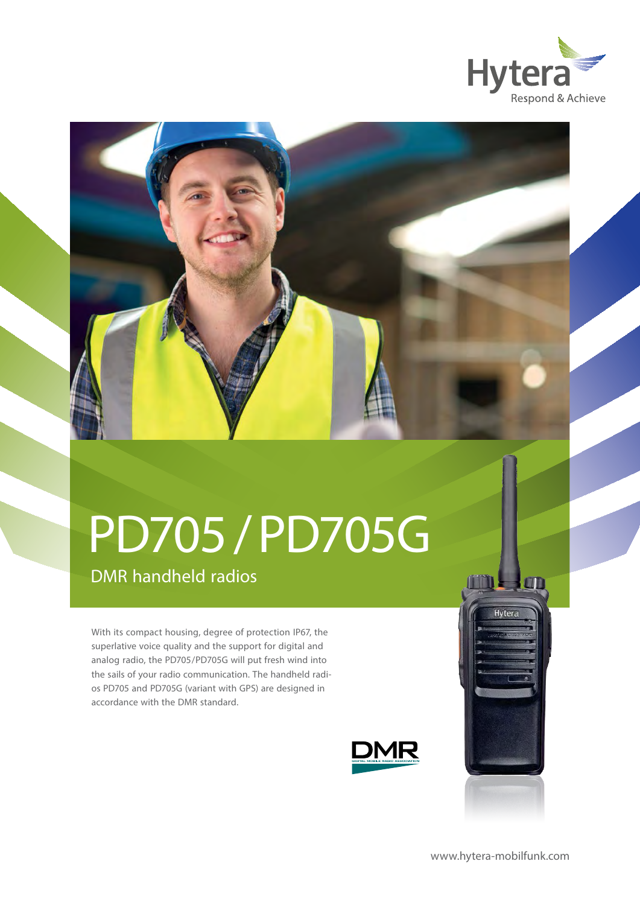Hytera
Respond & Achieve

# PD705 / PD705G

## DMR handheld radios

With its compact housing, degree of protection IP67, the superlative voice quality and the support for digital and analog radio, the PD705/PD705G will put fresh wind into the sails of your radio communication. The handheld radios PD705 and PD705G (variant with GPS) are designed in accordance with the DMR standard.

www.hytera-mobilfunk.com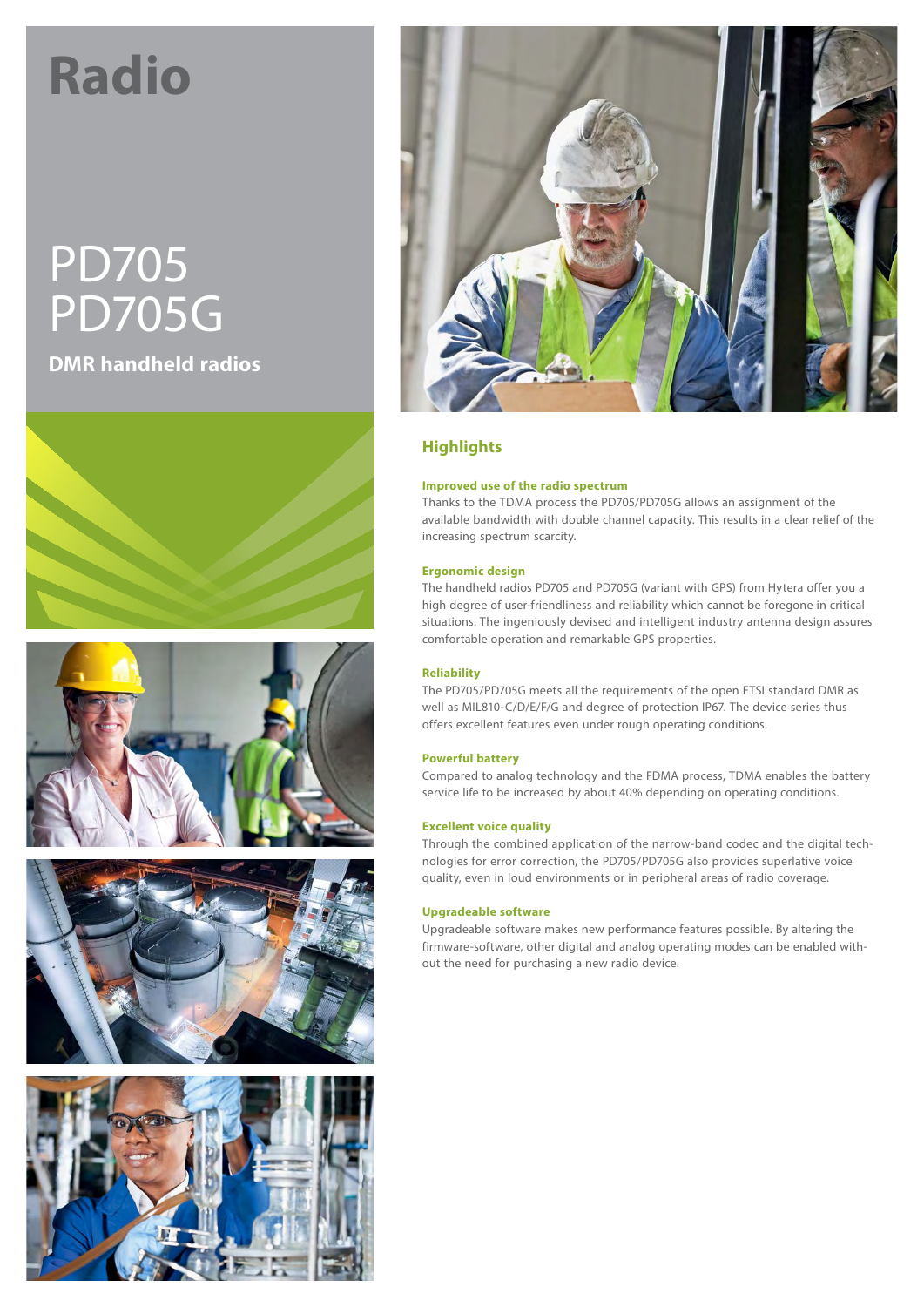# Radio

# PD705
# PD705G

**DMR handheld radios**

## Highlights

### Improved use of the radio spectrum

Thanks to the TDMA process the PD705/PD705G allows an assignment of the available bandwidth with double channel capacity. This results in a clear relief of the increasing spectrum scarcity.

### Ergonomic design

The handheld radios PD705 and PD705G (variant with GPS) from Hytera offer you a high degree of user-friendliness and reliability which cannot be foregone in critical situations. The ingeniously devised and intelligent industry antenna design assures comfortable operation and remarkable GPS properties.

### Reliability

The PD705/PD705G meets all the requirements of the open ETSI standard DMR as well as MIL810-C/D/E/F/G and degree of protection IP67. The device series thus offers excellent features even under rough operating conditions.

### Powerful battery

Compared to analog technology and the FDMA process, TDMA enables the battery service life to be increased by about 40% depending on operating conditions.

### Excellent voice quality

Through the combined application of the narrow-band codec and the digital technologies for error correction, the PD705/PD705G also provides superlative voice quality, even in loud environments or in peripheral areas of radio coverage.

### Upgradeable software

Upgradeable software makes new performance features possible. By altering the firmware-software, other digital and analog operating modes can be enabled without the need for purchasing a new radio device.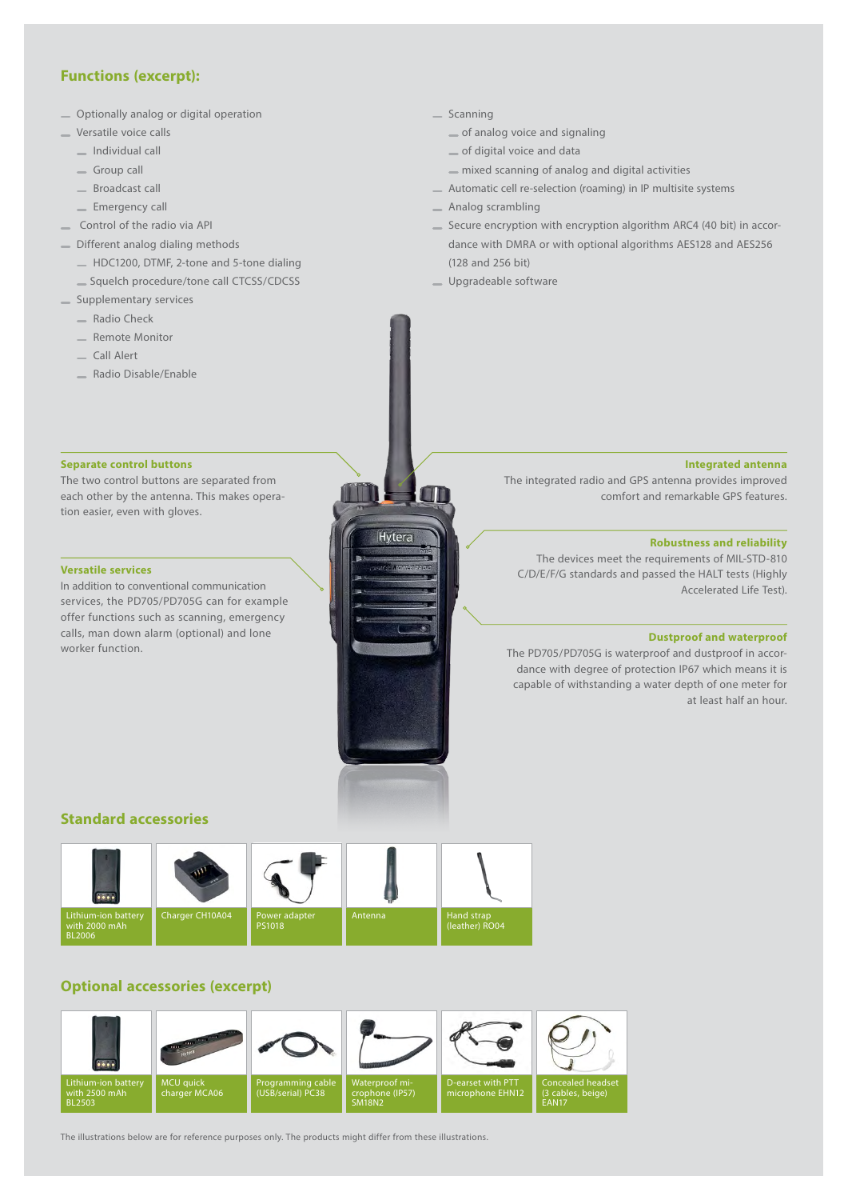## Functions (excerpt):

- Optionally analog or digital operation
- Versatile voice calls
  - Individual call
  - Group call
  - Broadcast call
  - Emergency call
- Control of the radio via API
- Different analog dialing methods
  - HDC1200, DTMF, 2-tone and 5-tone dialing
  - Squelch procedure/tone call CTCSS/CDCSS
- Supplementary services
  - Radio Check
  - Remote Monitor
  - Call Alert
  - Radio Disable/Enable
- Scanning
  - of analog voice and signaling
  - of digital voice and data
  - mixed scanning of analog and digital activities
- Automatic cell re-selection (roaming) in IP multisite systems
- Analog scrambling
- Secure encryption with encryption algorithm ARC4 (40 bit) in accordance with DMRA or with optional algorithms AES128 and AES256 (128 and 256 bit)
- Upgradeable software

### Separate control buttons

The two control buttons are separated from each other by the antenna. This makes operation easier, even with gloves.

### Versatile services

In addition to conventional communication services, the PD705/PD705G can for example offer functions such as scanning, emergency calls, man down alarm (optional) and lone worker function.

### Integrated antenna

The integrated radio and GPS antenna provides improved comfort and remarkable GPS features.

### Robustness and reliability

The devices meet the requirements of MIL-STD-810 C/D/E/F/G standards and passed the HALT tests (Highly Accelerated Life Test).

### Dustproof and waterproof

The PD705/PD705G is waterproof and dustproof in accordance with degree of protection IP67 which means it is capable of withstanding a water depth of one meter for at least half an hour.

## Standard accessories

- Lithium-ion battery with 2000 mAh BL2006
- Charger CH10A04
- Power adapter PS1018
- Antenna
- Hand strap (leather) RO04

## Optional accessories (excerpt)

- Lithium-ion battery with 2500 mAh BL2503
- MCU quick charger MCA06
- Programming cable (USB/serial) PC38
- Waterproof microphone (IP57) SM18N2
- D-earset with PTT microphone EHN12
- Concealed headset (3 cables, beige) EAN17

The illustrations below are for reference purposes only. The products might differ from these illustrations.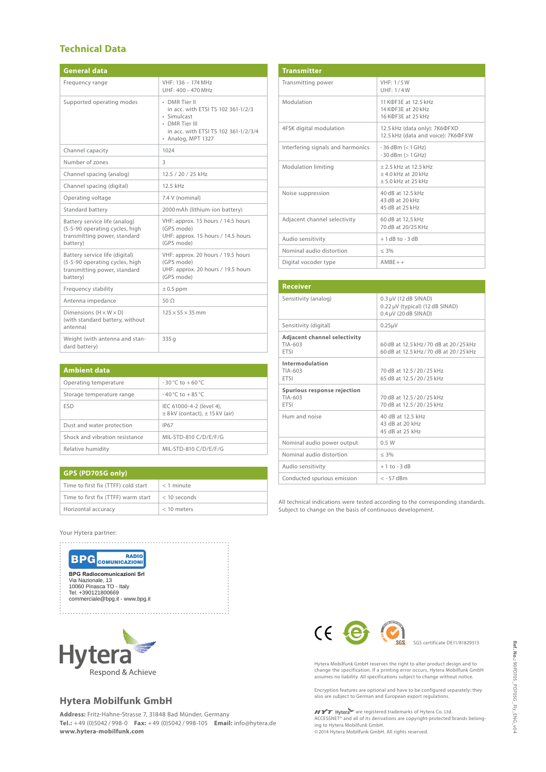## Technical Data

| General data | |
|---|---|
| Frequency range | VHF: 136 – 174 MHz<br>UHF: 400 – 470 MHz |
| Supported operating modes | • DMR Tier II<br>in acc. with ETSI TS 102 361-1/2/3<br>• Simulcast<br>• DMR Tier III<br>in acc. with ETSI TS 102 361-1/2/3/4<br>• Analog, MPT 1327 |
| Channel capacity | 1024 |
| Number of zones | 3 |
| Channel spacing (analog) | 12.5 / 20 / 25 kHz |
| Channel spacing (digital) | 12.5 kHz |
| Operating voltage | 7.4 V (nominal) |
| Standard battery | 2000 mAh (lithium-ion battery) |
| Battery service life (analog) (5-5-90 operating cycles, high transmitting power, standard battery) | VHF: approx. 15 hours / 14.5 hours (GPS mode)<br>UHF: approx. 15 hours / 14.5 hours (GPS mode) |
| Battery service life (digital) (5-5-90 operating cycles, high transmitting power, standard battery) | VHF: approx. 20 hours / 19.5 hours (GPS mode)<br>UHF: approx. 20 hours / 19.5 hours (GPS mode) |
| Frequency stability | ± 0.5 ppm |
| Antenna impedance | 50 Ω |
| Dimensions (H × W × D) (with standard battery, without antenna) | 125 × 55 × 35 mm |
| Weight (with antenna and standard battery) | 335 g |

| Ambient data | |
|---|---|
| Operating temperature | - 30 °C to + 60 °C |
| Storage temperature range | - 40 °C to + 85 °C |
| ESD | IEC 61000-4-2 (level 4),<br>± 8 kV (contact), ± 15 kV (air) |
| Dust and water protection | IP67 |
| Shock and vibration resistance | MIL-STD-810 C/D/E/F/G |
| Relative humidity | MIL-STD-810 C/D/E/F/G |

| GPS (PD705G only) | |
|---|---|
| Time to first fix (TTFF) cold start | < 1 minute |
| Time to first fix (TTFF) warm start | < 10 seconds |
| Horizontal accuracy | < 10 meters |

Your Hytera partner:

**BPG Radiocomunicazioni Srl**
Via Nazionale, 13
10060 Pinasca TO - Italy
Tel. +390121800669
commerciale@bpg.it - www.bpg.it

| Transmitter | |
|---|---|
| Transmitting power | VHF: 1 / 5 W<br>UHF: 1 / 4 W |
| Modulation | 11 KΦF3E at 12.5 kHz<br>14 KΦF3E at 20 kHz<br>16 KΦF3E at 25 kHz |
| 4FSK digital modulation | 12.5 kHz (data only): 7K60FXD<br>12.5 kHz (data and voice): 7K60FXW |
| Interfering signals and harmonics | - 36 dBm (< 1 GHz)<br>- 30 dBm (> 1 GHz) |
| Modulation limiting | ± 2.5 kHz at 12.5 kHz<br>± 4.0 kHz at 20 kHz<br>± 5.0 kHz at 25 kHz |
| Noise suppression | 40 dB at 12.5 kHz<br>43 dB at 20 kHz<br>45 dB at 25 kHz |
| Adjacent channel selectivity | 60 dB at 12,5 kHz<br>70 dB at 20/25 KHz |
| Audio sensitivity | + 1 dB to - 3 dB |
| Nominal audio distortion | ≤ 3% |
| Digital vocoder type | AMBE++ |

| Receiver | |
|---|---|
| Sensitivity (analog) | 0.3 µV (12 dB SINAD)<br>0.22 µV (typical) (12 dB SINAD)<br>0.4 µV (20 dB SINAD) |
| Sensitivity (digital) | 0.25µV |
| **Adjacent channel selectivity**<br>TIA-603<br>ETSI | 60 dB at 12.5 kHz / 70 dB at 20 / 25 kHz<br>60 dB at 12.5 kHz / 70 dB at 20 / 25 kHz |
| **Intermodulation**<br>TIA-603<br>ETSI | 70 dB at 12.5 / 20 / 25 kHz<br>65 dB at 12.5 / 20 / 25 kHz |
| **Spurious response rejection**<br>TIA-603<br>ETSI | 70 dB at 12.5 / 20 / 25 kHz<br>70 dB at 12.5 / 20 / 25 kHz |
| Hum and noise | 40 dB at 12.5 kHz<br>43 dB at 20 kHz<br>45 dB at 25 kHz |
| Nominal audio power output | 0.5 W |
| Nominal audio distortion | ≤ 3% |
| Audio sensitivity | + 1 to - 3 dB |
| Conducted spurious emission | < - 57 dBm |

All technical indications were tested according to the corresponding standards. Subject to change on the basis of continuous development.

Hytera
Respond & Achieve

SGS certificate DE11/81829313

Hytera Mobilfunk GmbH reserves the right to alter product design and to change the specification. If a printing error occurs, Hytera Mobilfunk GmbH assumes no liability. All specifications subject to change without notice.

Encryption features are optional and have to be configured separately; they also are subject to German and European export regulations.

HYT Hytera are registered trademarks of Hytera Co. Ltd.
ACCESSNET® and all of its derivations are copyright-protected brands belonging to Hytera Mobilfunk GmbH.
© 2014 Hytera Mobilfunk GmbH. All rights reserved.

## Hytera Mobilfunk GmbH

**Address:** Fritz-Hahne-Strasse 7, 31848 Bad Münder, Germany
**Tel.:** +49 (0)5042 / 998-0 **Fax:** +49 (0)5042 / 998-105 **Email:** info@hytera.de
**www.hytera-mobilfunk.com**

**Ref. No.:** 90PD705_PD705G_Fly_ENG_v04